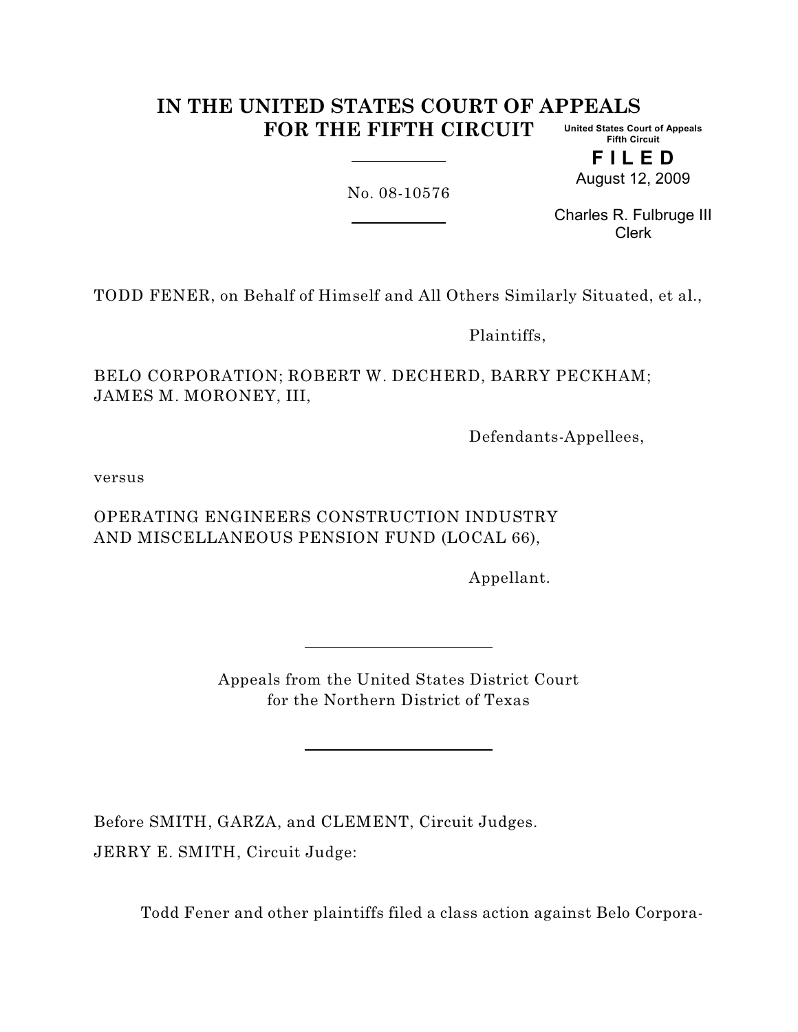# IN THE UNITED STATES COURT OF APPEALS FOR THE FIFTH CIRCUIT

United States Court of Appeals
Fifth Circuit

**F I L E D**
August 12, 2009

Charles R. Fulbruge III
Clerk

No. 08-10576

TODD FENER, on Behalf of Himself and All Others Similarly Situated, et al.,

Plaintiffs,

BELO CORPORATION; ROBERT W. DECHERD, BARRY PECKHAM; JAMES M. MORONEY, III,

Defendants-Appellees,

versus

OPERATING ENGINEERS CONSTRUCTION INDUSTRY AND MISCELLANEOUS PENSION FUND (LOCAL 66),

Appellant.

Appeals from the United States District Court
for the Northern District of Texas

Before SMITH, GARZA, and CLEMENT, Circuit Judges.

JERRY E. SMITH, Circuit Judge:

Todd Fener and other plaintiffs filed a class action against Belo Corpora-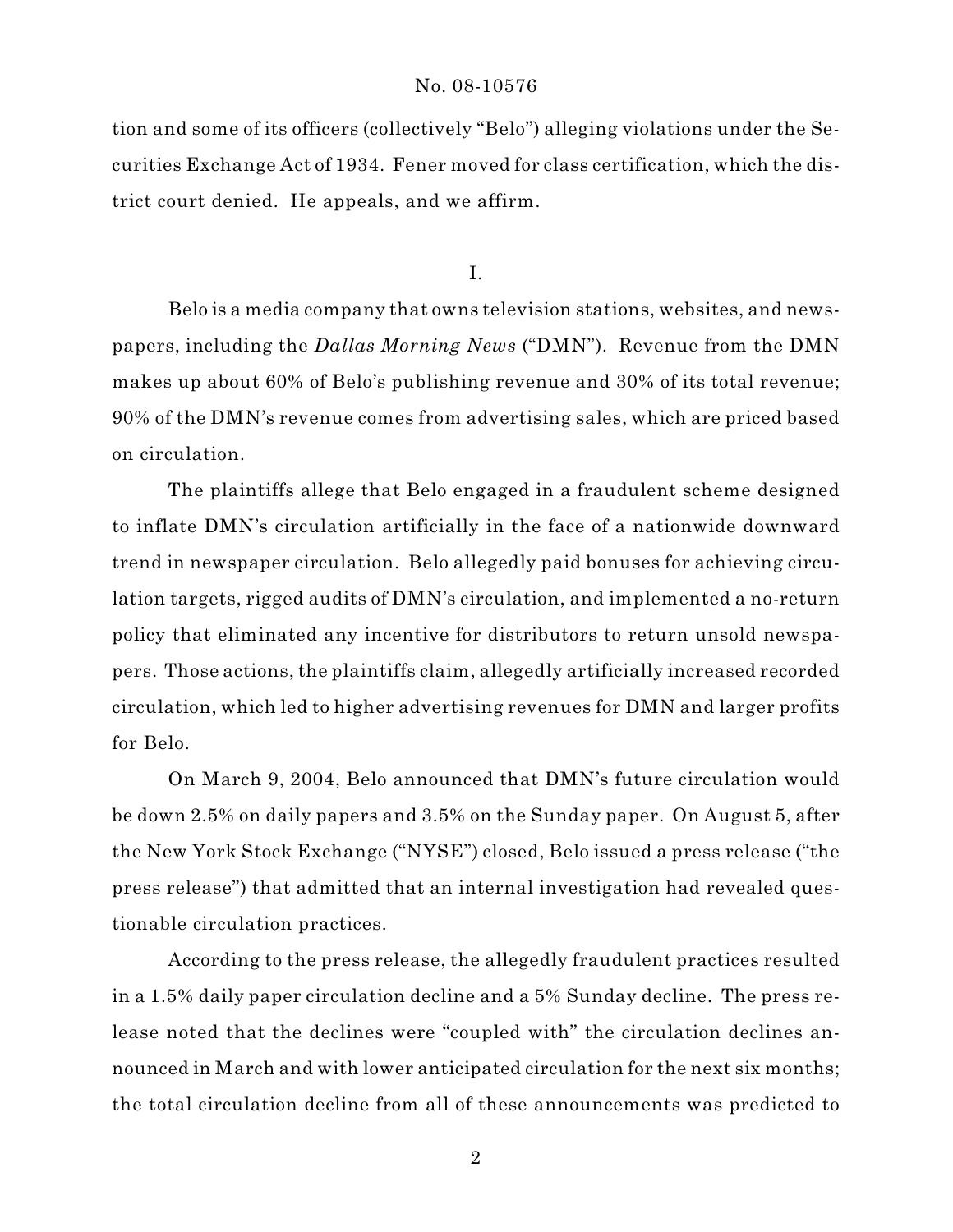tion and some of its officers (collectively "Belo") alleging violations under the Securities Exchange Act of 1934. Fener moved for class certification, which the district court denied. He appeals, and we affirm.

## I.

Belo is a media company that owns television stations, websites, and newspapers, including the *Dallas Morning News* ("DMN"). Revenue from the DMN makes up about 60% of Belo's publishing revenue and 30% of its total revenue; 90% of the DMN's revenue comes from advertising sales, which are priced based on circulation.

The plaintiffs allege that Belo engaged in a fraudulent scheme designed to inflate DMN's circulation artificially in the face of a nationwide downward trend in newspaper circulation. Belo allegedly paid bonuses for achieving circulation targets, rigged audits of DMN's circulation, and implemented a no-return policy that eliminated any incentive for distributors to return unsold newspapers. Those actions, the plaintiffs claim, allegedly artificially increased recorded circulation, which led to higher advertising revenues for DMN and larger profits for Belo.

On March 9, 2004, Belo announced that DMN's future circulation would be down 2.5% on daily papers and 3.5% on the Sunday paper. On August 5, after the New York Stock Exchange ("NYSE") closed, Belo issued a press release ("the press release") that admitted that an internal investigation had revealed questionable circulation practices.

According to the press release, the allegedly fraudulent practices resulted in a 1.5% daily paper circulation decline and a 5% Sunday decline. The press release noted that the declines were "coupled with" the circulation declines announced in March and with lower anticipated circulation for the next six months; the total circulation decline from all of these announcements was predicted to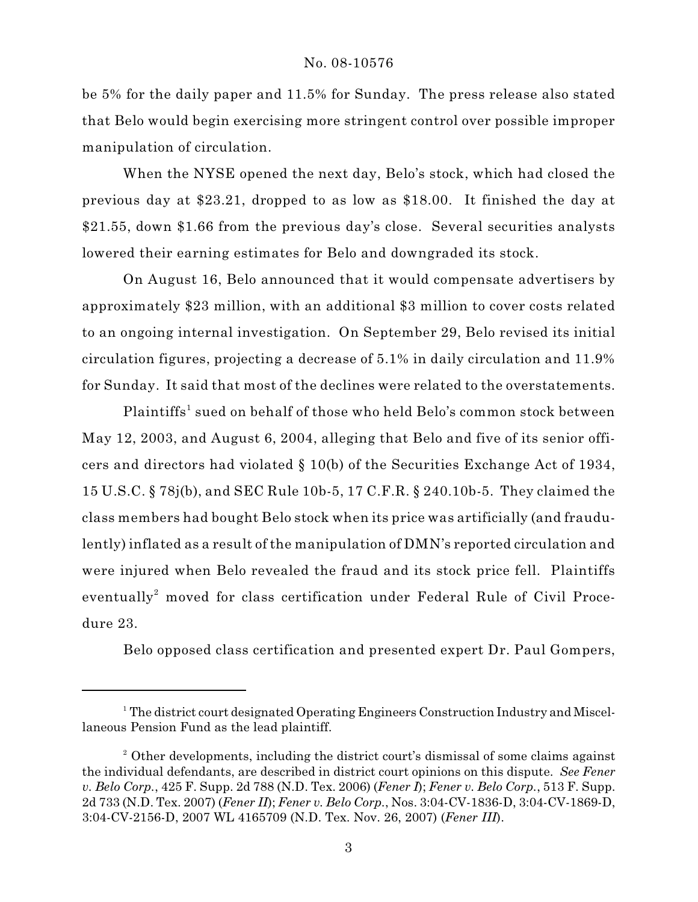be 5% for the daily paper and 11.5% for Sunday. The press release also stated that Belo would begin exercising more stringent control over possible improper manipulation of circulation.

When the NYSE opened the next day, Belo's stock, which had closed the previous day at $23.21, dropped to as low as $18.00. It finished the day at $21.55, down $1.66 from the previous day's close. Several securities analysts lowered their earning estimates for Belo and downgraded its stock.

On August 16, Belo announced that it would compensate advertisers by approximately $23 million, with an additional $3 million to cover costs related to an ongoing internal investigation. On September 29, Belo revised its initial circulation figures, projecting a decrease of 5.1% in daily circulation and 11.9% for Sunday. It said that most of the declines were related to the overstatements.

Plaintiffs[1] sued on behalf of those who held Belo's common stock between May 12, 2003, and August 6, 2004, alleging that Belo and five of its senior officers and directors had violated § 10(b) of the Securities Exchange Act of 1934, 15 U.S.C. § 78j(b), and SEC Rule 10b-5, 17 C.F.R. § 240.10b-5. They claimed the class members had bought Belo stock when its price was artificially (and fraudulently) inflated as a result of the manipulation of DMN's reported circulation and were injured when Belo revealed the fraud and its stock price fell. Plaintiffs eventually[2] moved for class certification under Federal Rule of Civil Procedure 23.

Belo opposed class certification and presented expert Dr. Paul Gompers,

---

[1] The district court designated Operating Engineers Construction Industry and Miscellaneous Pension Fund as the lead plaintiff.

[2] Other developments, including the district court's dismissal of some claims against the individual defendants, are described in district court opinions on this dispute. *See Fener v. Belo Corp.*, 425 F. Supp. 2d 788 (N.D. Tex. 2006) (*Fener I*); *Fener v. Belo Corp.*, 513 F. Supp. 2d 733 (N.D. Tex. 2007) (*Fener II*); *Fener v. Belo Corp.*, Nos. 3:04-CV-1836-D, 3:04-CV-1869-D, 3:04-CV-2156-D, 2007 WL 4165709 (N.D. Tex. Nov. 26, 2007) (*Fener III*).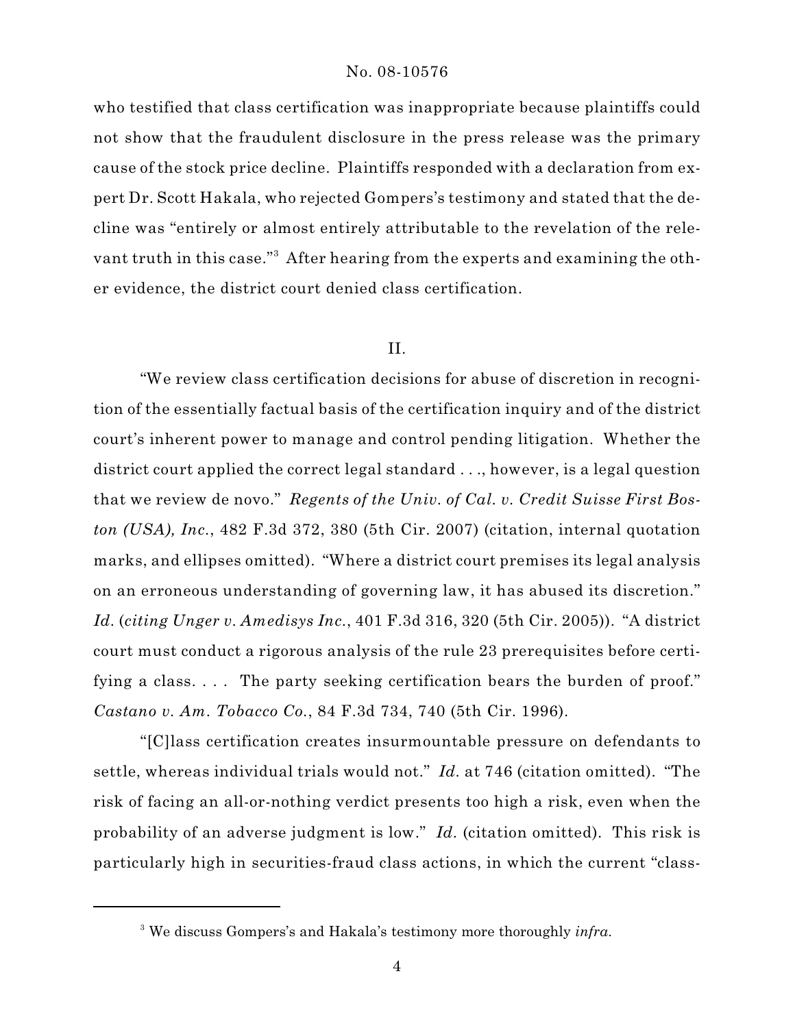who testified that class certification was inappropriate because plaintiffs could not show that the fraudulent disclosure in the press release was the primary cause of the stock price decline. Plaintiffs responded with a declaration from expert Dr. Scott Hakala, who rejected Gompers's testimony and stated that the decline was "entirely or almost entirely attributable to the revelation of the relevant truth in this case."[3] After hearing from the experts and examining the other evidence, the district court denied class certification.

## II.

"We review class certification decisions for abuse of discretion in recognition of the essentially factual basis of the certification inquiry and of the district court's inherent power to manage and control pending litigation. Whether the district court applied the correct legal standard . . ., however, is a legal question that we review de novo." *Regents of the Univ. of Cal. v. Credit Suisse First Boston (USA), Inc.*, 482 F.3d 372, 380 (5th Cir. 2007) (citation, internal quotation marks, and ellipses omitted). "Where a district court premises its legal analysis on an erroneous understanding of governing law, it has abused its discretion." *Id.* (*citing Unger v. Amedisys Inc.*, 401 F.3d 316, 320 (5th Cir. 2005)). "A district court must conduct a rigorous analysis of the rule 23 prerequisites before certifying a class. . . . The party seeking certification bears the burden of proof." *Castano v. Am. Tobacco Co.*, 84 F.3d 734, 740 (5th Cir. 1996).

"[C]lass certification creates insurmountable pressure on defendants to settle, whereas individual trials would not." *Id.* at 746 (citation omitted). "The risk of facing an all-or-nothing verdict presents too high a risk, even when the probability of an adverse judgment is low." *Id.* (citation omitted). This risk is particularly high in securities-fraud class actions, in which the current "class-

---

[3] We discuss Gompers's and Hakala's testimony more thoroughly *infra*.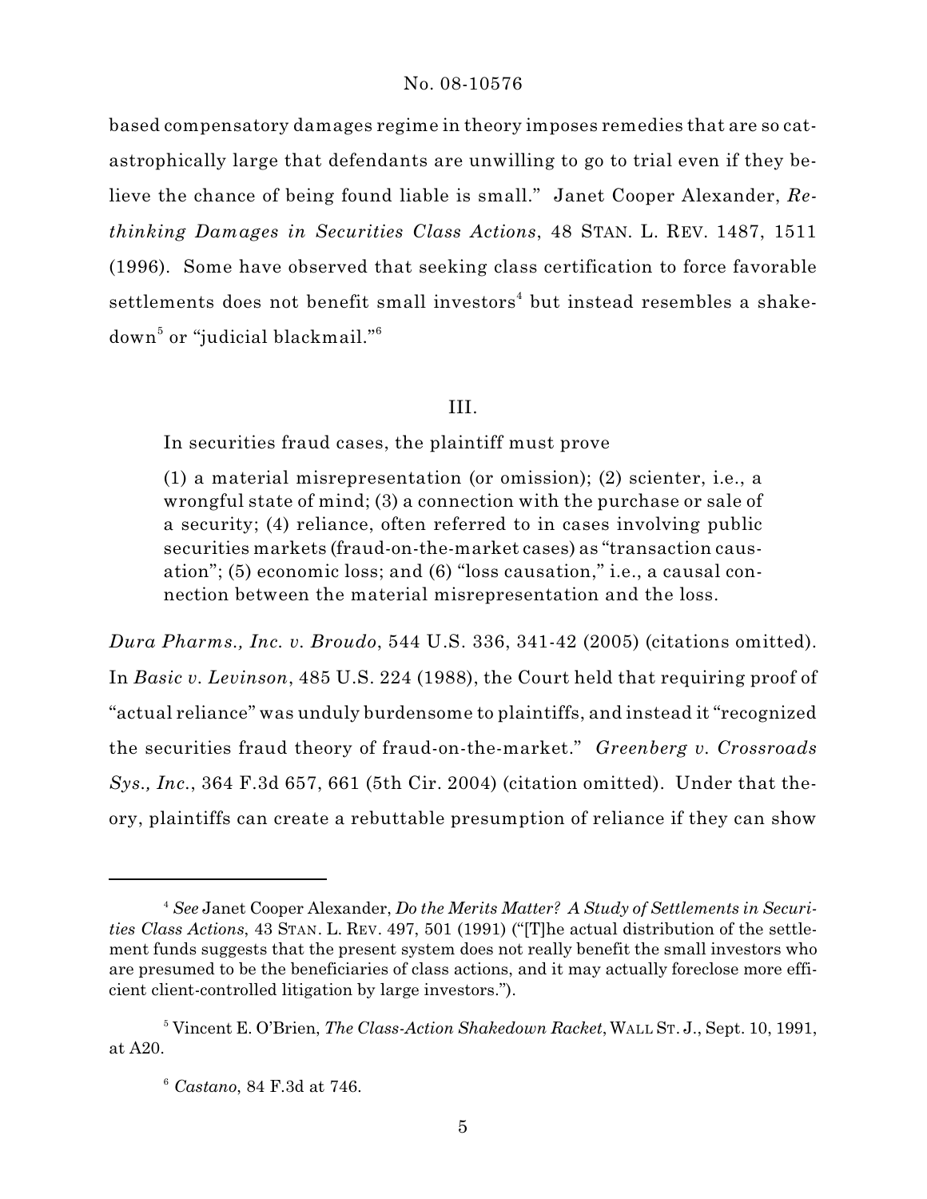based compensatory damages regime in theory imposes remedies that are so catastrophically large that defendants are unwilling to go to trial even if they believe the chance of being found liable is small." Janet Cooper Alexander, *Rethinking Damages in Securities Class Actions*, 48 STAN. L. REV. 1487, 1511 (1996). Some have observed that seeking class certification to force favorable settlements does not benefit small investors[4] but instead resembles a shakedown[5] or "judicial blackmail."[6]

## III.

In securities fraud cases, the plaintiff must prove

> (1) a material misrepresentation (or omission); (2) scienter, i.e., a wrongful state of mind; (3) a connection with the purchase or sale of a security; (4) reliance, often referred to in cases involving public securities markets (fraud-on-the-market cases) as "transaction causation"; (5) economic loss; and (6) "loss causation," i.e., a causal connection between the material misrepresentation and the loss.

*Dura Pharms., Inc. v. Broudo*, 544 U.S. 336, 341-42 (2005) (citations omitted). In *Basic v. Levinson*, 485 U.S. 224 (1988), the Court held that requiring proof of "actual reliance" was unduly burdensome to plaintiffs, and instead it "recognized the securities fraud theory of fraud-on-the-market." *Greenberg v. Crossroads Sys., Inc.*, 364 F.3d 657, 661 (5th Cir. 2004) (citation omitted). Under that theory, plaintiffs can create a rebuttable presumption of reliance if they can show

---

[4] *See* Janet Cooper Alexander, *Do the Merits Matter? A Study of Settlements in Securities Class Actions*, 43 STAN. L. REV. 497, 501 (1991) ("[T]he actual distribution of the settlement funds suggests that the present system does not really benefit the small investors who are presumed to be the beneficiaries of class actions, and it may actually foreclose more efficient client-controlled litigation by large investors.").

[5] Vincent E. O'Brien, *The Class-Action Shakedown Racket*, WALL ST. J., Sept. 10, 1991, at A20.

[6] *Castano*, 84 F.3d at 746.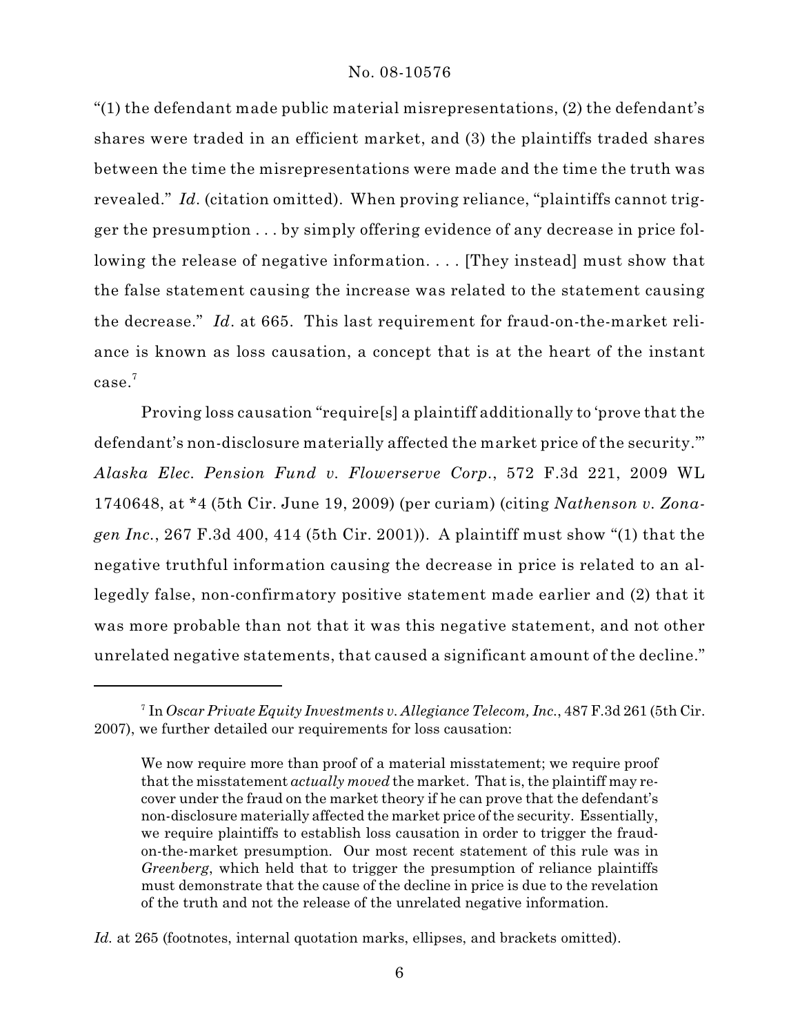"(1) the defendant made public material misrepresentations, (2) the defendant's shares were traded in an efficient market, and (3) the plaintiffs traded shares between the time the misrepresentations were made and the time the truth was revealed." *Id*. (citation omitted). When proving reliance, "plaintiffs cannot trigger the presumption . . . by simply offering evidence of any decrease in price following the release of negative information. . . . [They instead] must show that the false statement causing the increase was related to the statement causing the decrease." *Id*. at 665. This last requirement for fraud-on-the-market reliance is known as loss causation, a concept that is at the heart of the instant case.[7]

Proving loss causation "require[s] a plaintiff additionally to 'prove that the defendant's non-disclosure materially affected the market price of the security.'" *Alaska Elec. Pension Fund v. Flowerserve Corp.*, 572 F.3d 221, 2009 WL 1740648, at *4 (5th Cir. June 19, 2009) (per curiam) (citing *Nathenson v. Zonagen Inc.*, 267 F.3d 400, 414 (5th Cir. 2001)). A plaintiff must show "(1) that the negative truthful information causing the decrease in price is related to an allegedly false, non-confirmatory positive statement made earlier and (2) that it was more probable than not that it was this negative statement, and not other unrelated negative statements, that caused a significant amount of the decline."

---

[7] In *Oscar Private Equity Investments v. Allegiance Telecom, Inc.*, 487 F.3d 261 (5th Cir. 2007), we further detailed our requirements for loss causation:

> We now require more than proof of a material misstatement; we require proof that the misstatement *actually moved* the market. That is, the plaintiff may recover under the fraud on the market theory if he can prove that the defendant's non-disclosure materially affected the market price of the security. Essentially, we require plaintiffs to establish loss causation in order to trigger the fraud-on-the-market presumption. Our most recent statement of this rule was in *Greenberg*, which held that to trigger the presumption of reliance plaintiffs must demonstrate that the cause of the decline in price is due to the revelation of the truth and not the release of the unrelated negative information.

*Id.* at 265 (footnotes, internal quotation marks, ellipses, and brackets omitted).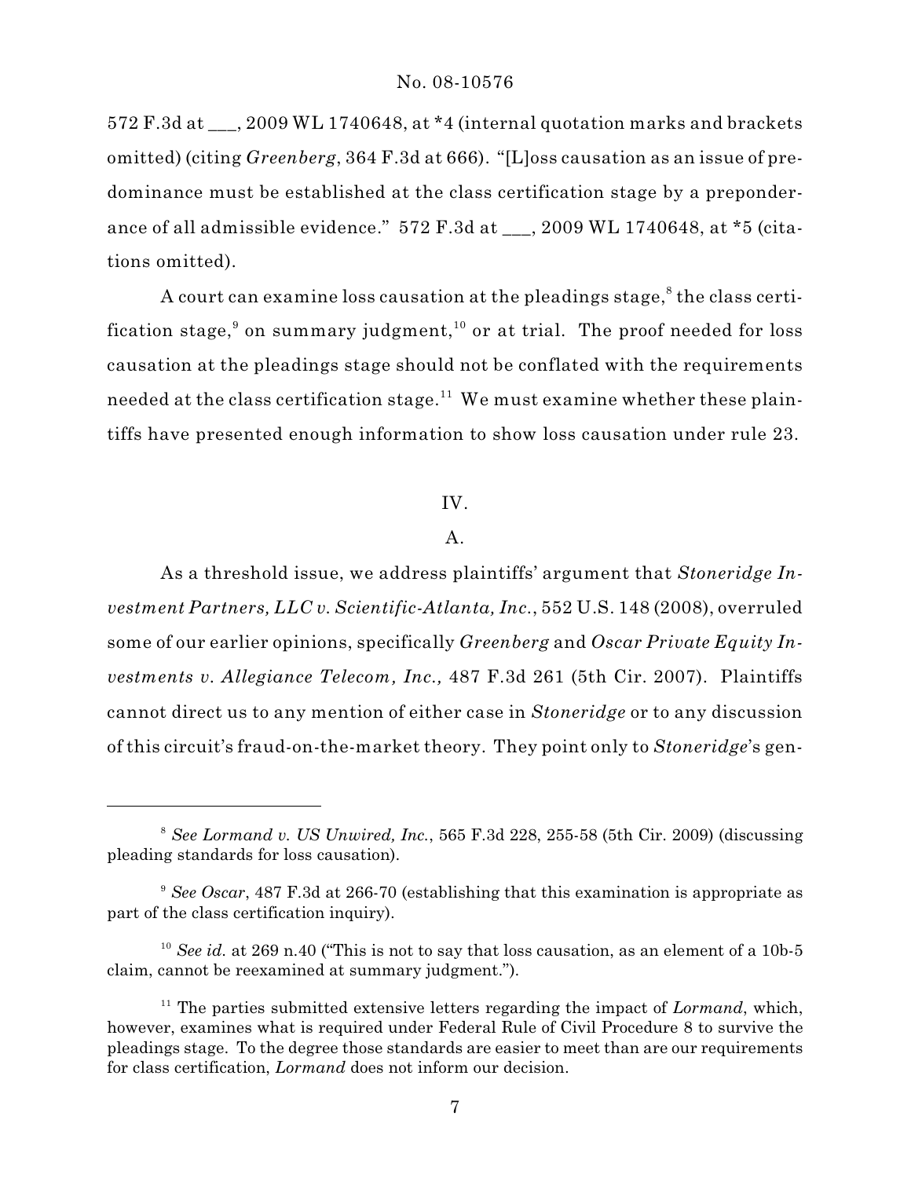572 F.3d at ___, 2009 WL 1740648, at *4 (internal quotation marks and brackets omitted) (citing *Greenberg*, 364 F.3d at 666). "[L]oss causation as an issue of predominance must be established at the class certification stage by a preponderance of all admissible evidence." 572 F.3d at ___, 2009 WL 1740648, at *5 (citations omitted).

A court can examine loss causation at the pleadings stage,[8] the class certification stage,[9] on summary judgment,[10] or at trial. The proof needed for loss causation at the pleadings stage should not be conflated with the requirements needed at the class certification stage.[11] We must examine whether these plaintiffs have presented enough information to show loss causation under rule 23.

## IV.

### A.

As a threshold issue, we address plaintiffs' argument that *Stoneridge Investment Partners, LLC v. Scientific-Atlanta, Inc.*, 552 U.S. 148 (2008), overruled some of our earlier opinions, specifically *Greenberg* and *Oscar Private Equity Investments v. Allegiance Telecom, Inc.,* 487 F.3d 261 (5th Cir. 2007). Plaintiffs cannot direct us to any mention of either case in *Stoneridge* or to any discussion of this circuit's fraud-on-the-market theory. They point only to *Stoneridge*'s gen-

---

[8] *See Lormand v. US Unwired, Inc.*, 565 F.3d 228, 255-58 (5th Cir. 2009) (discussing pleading standards for loss causation).

[9] *See Oscar*, 487 F.3d at 266-70 (establishing that this examination is appropriate as part of the class certification inquiry).

[10] *See id.* at 269 n.40 ("This is not to say that loss causation, as an element of a 10b-5 claim, cannot be reexamined at summary judgment.").

[11] The parties submitted extensive letters regarding the impact of *Lormand*, which, however, examines what is required under Federal Rule of Civil Procedure 8 to survive the pleadings stage. To the degree those standards are easier to meet than are our requirements for class certification, *Lormand* does not inform our decision.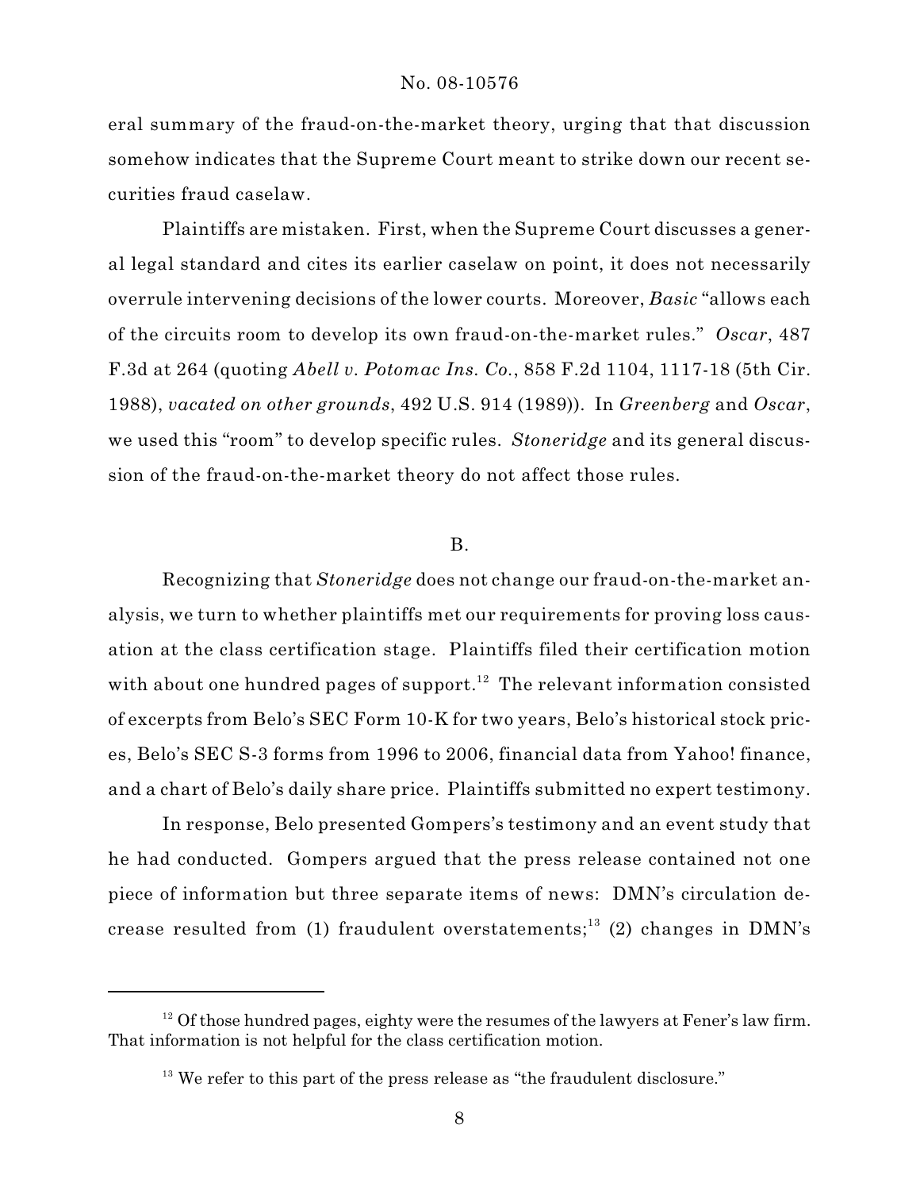eral summary of the fraud-on-the-market theory, urging that that discussion somehow indicates that the Supreme Court meant to strike down our recent securities fraud caselaw.

Plaintiffs are mistaken. First, when the Supreme Court discusses a general legal standard and cites its earlier caselaw on point, it does not necessarily overrule intervening decisions of the lower courts. Moreover, *Basic* "allows each of the circuits room to develop its own fraud-on-the-market rules." *Oscar*, 487 F.3d at 264 (quoting *Abell v. Potomac Ins. Co.*, 858 F.2d 1104, 1117-18 (5th Cir. 1988), *vacated on other grounds*, 492 U.S. 914 (1989)). In *Greenberg* and *Oscar*, we used this "room" to develop specific rules. *Stoneridge* and its general discussion of the fraud-on-the-market theory do not affect those rules.

B.

Recognizing that *Stoneridge* does not change our fraud-on-the-market analysis, we turn to whether plaintiffs met our requirements for proving loss causation at the class certification stage. Plaintiffs filed their certification motion with about one hundred pages of support.[12] The relevant information consisted of excerpts from Belo's SEC Form 10-K for two years, Belo's historical stock prices, Belo's SEC S-3 forms from 1996 to 2006, financial data from Yahoo! finance, and a chart of Belo's daily share price. Plaintiffs submitted no expert testimony.

In response, Belo presented Gompers's testimony and an event study that he had conducted. Gompers argued that the press release contained not one piece of information but three separate items of news: DMN's circulation decrease resulted from (1) fraudulent overstatements;[13] (2) changes in DMN's

[12] Of those hundred pages, eighty were the resumes of the lawyers at Fener's law firm. That information is not helpful for the class certification motion.

[13] We refer to this part of the press release as "the fraudulent disclosure."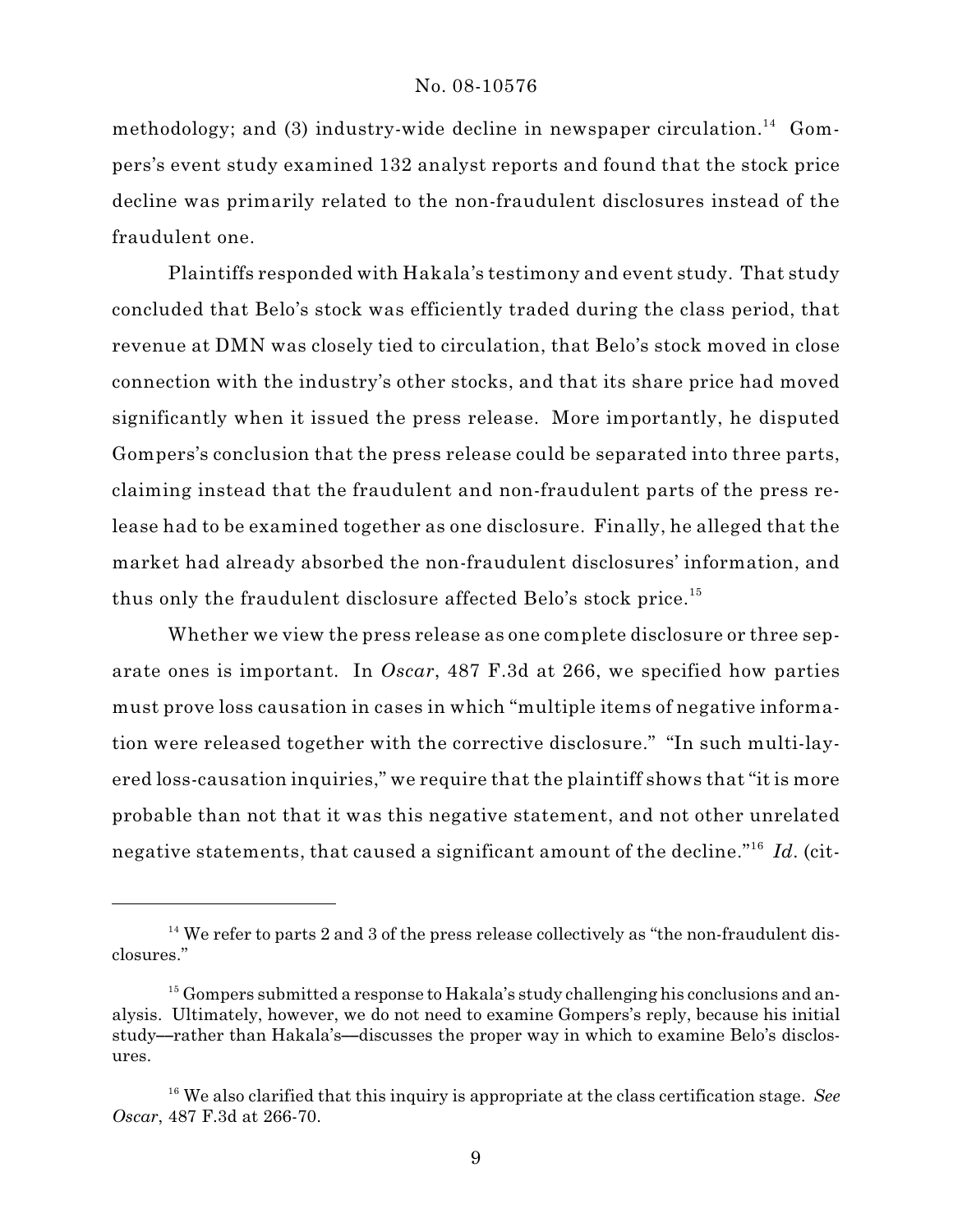methodology; and (3) industry-wide decline in newspaper circulation.[14] Gompers's event study examined 132 analyst reports and found that the stock price decline was primarily related to the non-fraudulent disclosures instead of the fraudulent one.

Plaintiffs responded with Hakala's testimony and event study. That study concluded that Belo's stock was efficiently traded during the class period, that revenue at DMN was closely tied to circulation, that Belo's stock moved in close connection with the industry's other stocks, and that its share price had moved significantly when it issued the press release. More importantly, he disputed Gompers's conclusion that the press release could be separated into three parts, claiming instead that the fraudulent and non-fraudulent parts of the press release had to be examined together as one disclosure. Finally, he alleged that the market had already absorbed the non-fraudulent disclosures' information, and thus only the fraudulent disclosure affected Belo's stock price.[15]

Whether we view the press release as one complete disclosure or three separate ones is important. In *Oscar*, 487 F.3d at 266, we specified how parties must prove loss causation in cases in which "multiple items of negative information were released together with the corrective disclosure." "In such multi-layered loss-causation inquiries," we require that the plaintiff shows that "it is more probable than not that it was this negative statement, and not other unrelated negative statements, that caused a significant amount of the decline."[16] *Id.* (cit-

---

[14] We refer to parts 2 and 3 of the press release collectively as "the non-fraudulent disclosures."

[15] Gompers submitted a response to Hakala's study challenging his conclusions and analysis. Ultimately, however, we do not need to examine Gompers's reply, because his initial study—rather than Hakala's—discusses the proper way in which to examine Belo's disclosures.

[16] We also clarified that this inquiry is appropriate at the class certification stage. *See Oscar*, 487 F.3d at 266-70.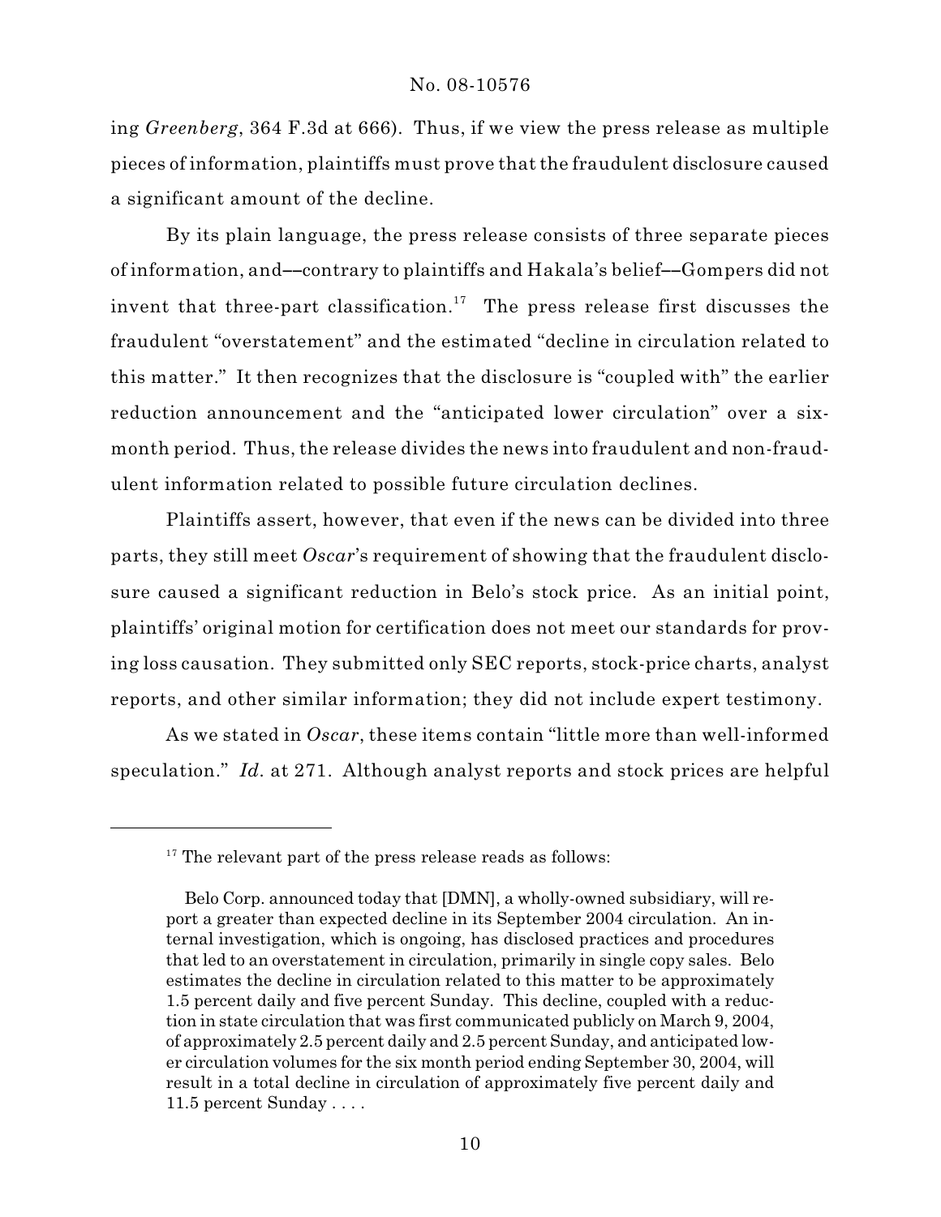ing *Greenberg*, 364 F.3d at 666). Thus, if we view the press release as multiple pieces of information, plaintiffs must prove that the fraudulent disclosure caused a significant amount of the decline.

By its plain language, the press release consists of three separate pieces of information, and––contrary to plaintiffs and Hakala's belief––Gompers did not invent that three-part classification.[17] The press release first discusses the fraudulent "overstatement" and the estimated "decline in circulation related to this matter." It then recognizes that the disclosure is "coupled with" the earlier reduction announcement and the "anticipated lower circulation" over a six-month period. Thus, the release divides the news into fraudulent and non-fraudulent information related to possible future circulation declines.

Plaintiffs assert, however, that even if the news can be divided into three parts, they still meet *Oscar*'s requirement of showing that the fraudulent disclosure caused a significant reduction in Belo's stock price. As an initial point, plaintiffs' original motion for certification does not meet our standards for proving loss causation. They submitted only SEC reports, stock-price charts, analyst reports, and other similar information; they did not include expert testimony.

As we stated in *Oscar*, these items contain "little more than well-informed speculation." *Id.* at 271. Although analyst reports and stock prices are helpful

---

[17] The relevant part of the press release reads as follows:

> Belo Corp. announced today that [DMN], a wholly-owned subsidiary, will report a greater than expected decline in its September 2004 circulation. An internal investigation, which is ongoing, has disclosed practices and procedures that led to an overstatement in circulation, primarily in single copy sales. Belo estimates the decline in circulation related to this matter to be approximately 1.5 percent daily and five percent Sunday. This decline, coupled with a reduction in state circulation that was first communicated publicly on March 9, 2004, of approximately 2.5 percent daily and 2.5 percent Sunday, and anticipated lower circulation volumes for the six month period ending September 30, 2004, will result in a total decline in circulation of approximately five percent daily and 11.5 percent Sunday . . . .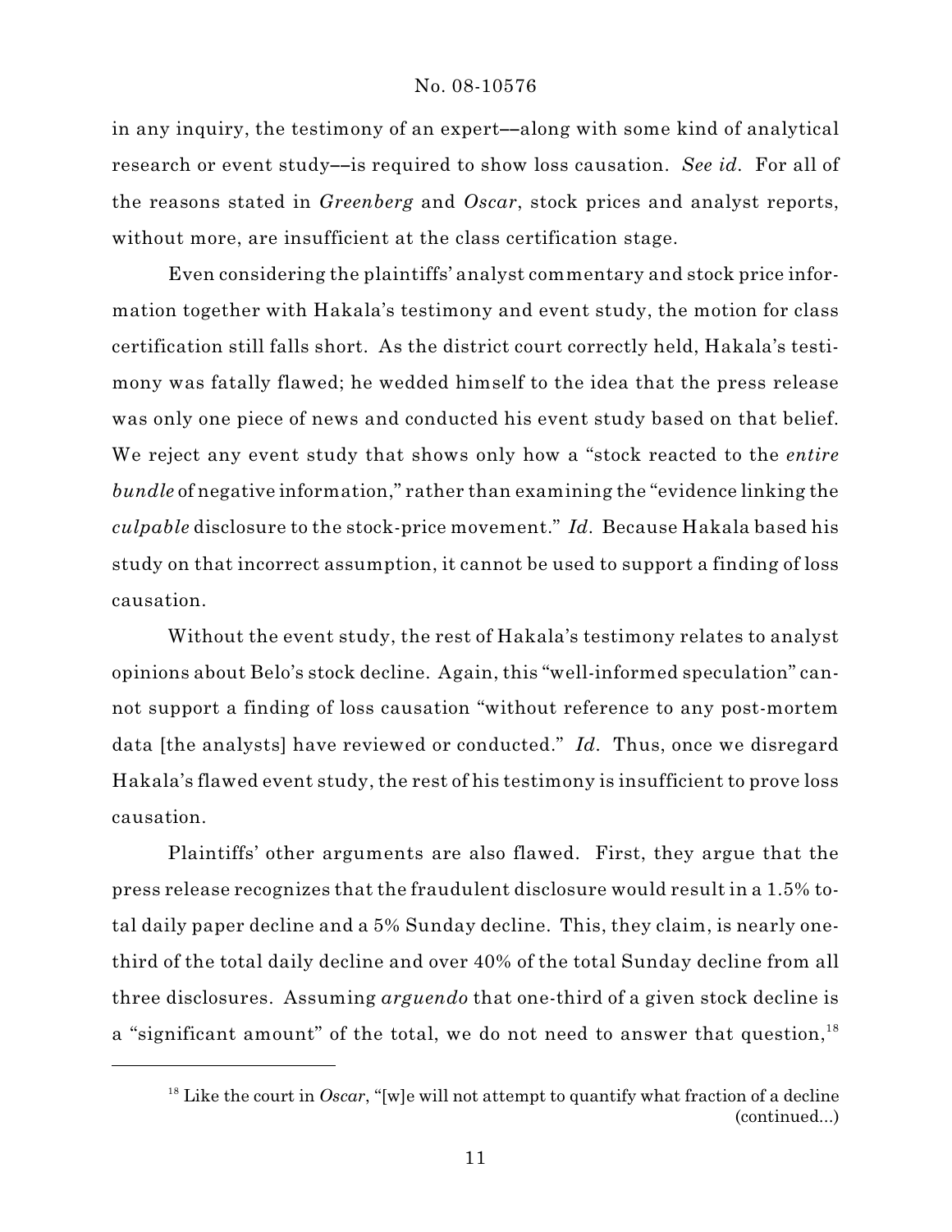in any inquiry, the testimony of an expert––along with some kind of analytical research or event study––is required to show loss causation. *See id.* For all of the reasons stated in *Greenberg* and *Oscar*, stock prices and analyst reports, without more, are insufficient at the class certification stage.

Even considering the plaintiffs' analyst commentary and stock price information together with Hakala's testimony and event study, the motion for class certification still falls short. As the district court correctly held, Hakala's testimony was fatally flawed; he wedded himself to the idea that the press release was only one piece of news and conducted his event study based on that belief. We reject any event study that shows only how a "stock reacted to the *entire bundle* of negative information," rather than examining the "evidence linking the *culpable* disclosure to the stock-price movement." *Id.* Because Hakala based his study on that incorrect assumption, it cannot be used to support a finding of loss causation.

Without the event study, the rest of Hakala's testimony relates to analyst opinions about Belo's stock decline. Again, this "well-informed speculation" cannot support a finding of loss causation "without reference to any post-mortem data [the analysts] have reviewed or conducted." *Id.* Thus, once we disregard Hakala's flawed event study, the rest of his testimony is insufficient to prove loss causation.

Plaintiffs' other arguments are also flawed. First, they argue that the press release recognizes that the fraudulent disclosure would result in a 1.5% total daily paper decline and a 5% Sunday decline. This, they claim, is nearly one-third of the total daily decline and over 40% of the total Sunday decline from all three disclosures. Assuming *arguendo* that one-third of a given stock decline is a "significant amount" of the total, we do not need to answer that question,[18]

---

[18] Like the court in *Oscar*, "[w]e will not attempt to quantify what fraction of a decline (continued...)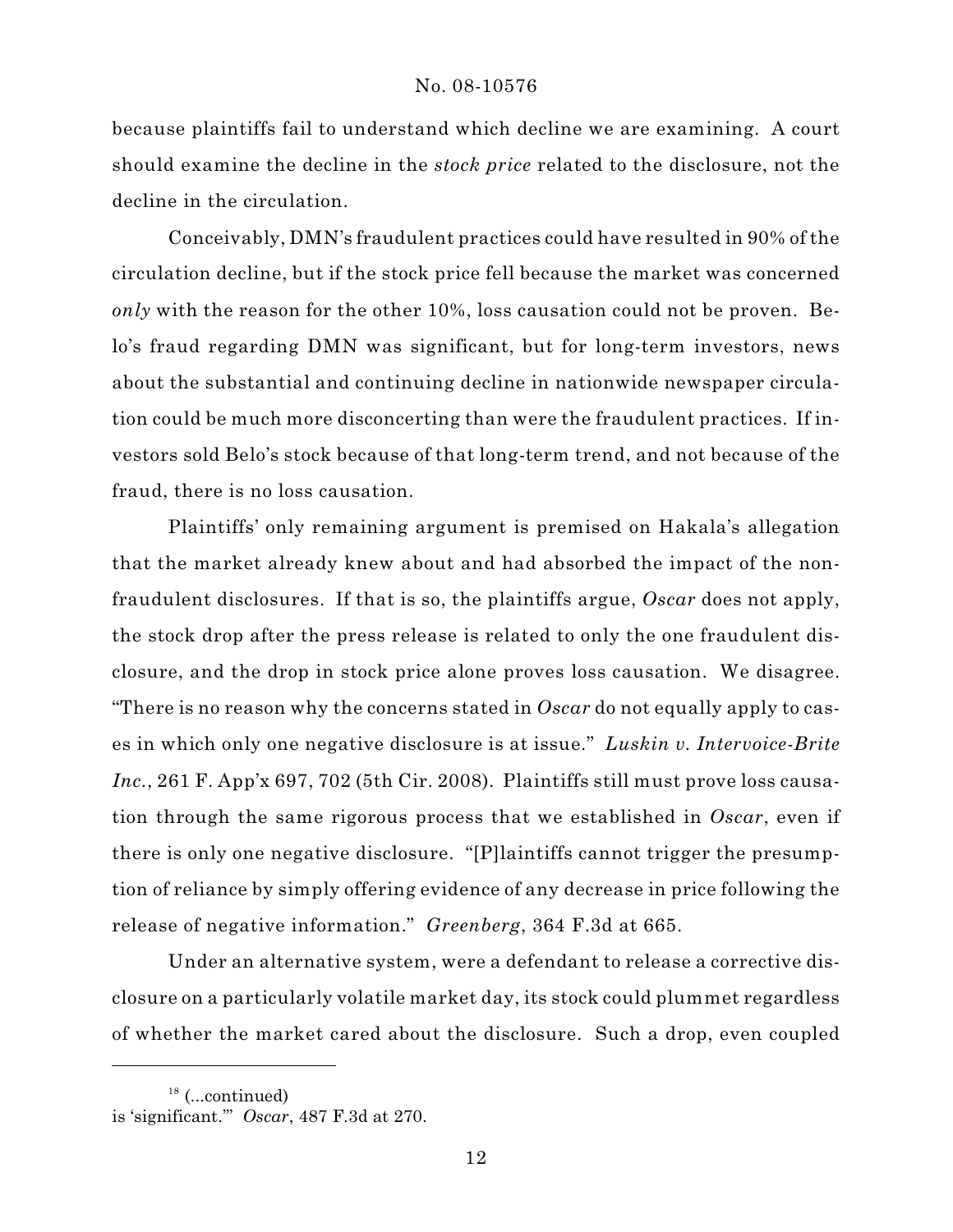because plaintiffs fail to understand which decline we are examining. A court should examine the decline in the *stock price* related to the disclosure, not the decline in the circulation.

Conceivably, DMN's fraudulent practices could have resulted in 90% of the circulation decline, but if the stock price fell because the market was concerned *only* with the reason for the other 10%, loss causation could not be proven. Belo's fraud regarding DMN was significant, but for long-term investors, news about the substantial and continuing decline in nationwide newspaper circulation could be much more disconcerting than were the fraudulent practices. If investors sold Belo's stock because of that long-term trend, and not because of the fraud, there is no loss causation.

Plaintiffs' only remaining argument is premised on Hakala's allegation that the market already knew about and had absorbed the impact of the non-fraudulent disclosures. If that is so, the plaintiffs argue, *Oscar* does not apply, the stock drop after the press release is related to only the one fraudulent disclosure, and the drop in stock price alone proves loss causation. We disagree. "There is no reason why the concerns stated in *Oscar* do not equally apply to cases in which only one negative disclosure is at issue." *Luskin v. Intervoice-Brite Inc.*, 261 F. App'x 697, 702 (5th Cir. 2008). Plaintiffs still must prove loss causation through the same rigorous process that we established in *Oscar*, even if there is only one negative disclosure. "[P]laintiffs cannot trigger the presumption of reliance by simply offering evidence of any decrease in price following the release of negative information." *Greenberg*, 364 F.3d at 665.

Under an alternative system, were a defendant to release a corrective disclosure on a particularly volatile market day, its stock could plummet regardless of whether the market cared about the disclosure. Such a drop, even coupled

---

[18] (...continued)
is 'significant.'" *Oscar*, 487 F.3d at 270.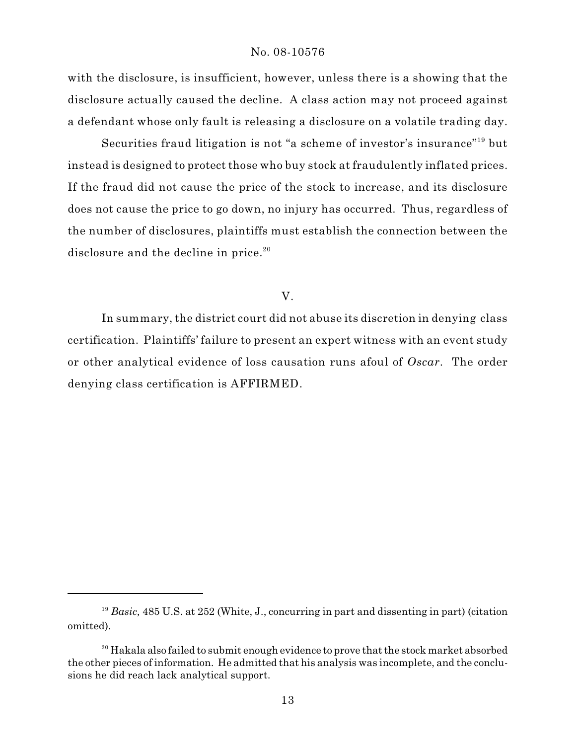with the disclosure, is insufficient, however, unless there is a showing that the disclosure actually caused the decline. A class action may not proceed against a defendant whose only fault is releasing a disclosure on a volatile trading day.

Securities fraud litigation is not "a scheme of investor's insurance"[19] but instead is designed to protect those who buy stock at fraudulently inflated prices. If the fraud did not cause the price of the stock to increase, and its disclosure does not cause the price to go down, no injury has occurred. Thus, regardless of the number of disclosures, plaintiffs must establish the connection between the disclosure and the decline in price.[20]

## V.

In summary, the district court did not abuse its discretion in denying class certification. Plaintiffs' failure to present an expert witness with an event study or other analytical evidence of loss causation runs afoul of *Oscar*. The order denying class certification is AFFIRMED.

---

[19] *Basic,* 485 U.S. at 252 (White, J., concurring in part and dissenting in part) (citation omitted).

[20] Hakala also failed to submit enough evidence to prove that the stock market absorbed the other pieces of information. He admitted that his analysis was incomplete, and the conclusions he did reach lack analytical support.